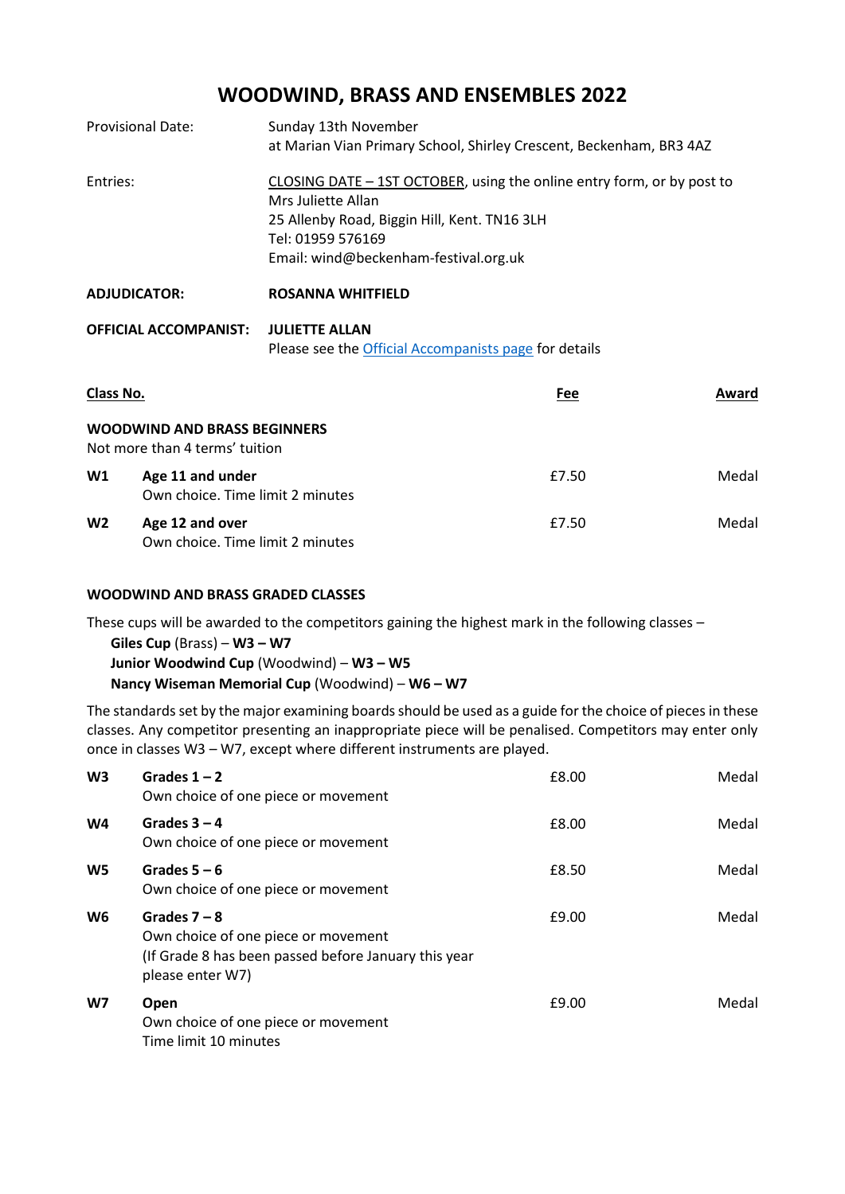# WOODWIND, BRASS AND ENSEMBLES 2022

| | |
|---|---|
| Provisional Date: | Sunday 13th November<br>at Marian Vian Primary School, Shirley Crescent, Beckenham, BR3 4AZ |
| Entries: | CLOSING DATE – 1ST OCTOBER, using the online entry form, or by post to<br>Mrs Juliette Allan<br>25 Allenby Road, Biggin Hill, Kent. TN16 3LH<br>Tel: 01959 576169<br>Email: wind@beckenham-festival.org.uk |
| **ADJUDICATOR:** | **ROSANNA WHITFIELD** |
| **OFFICIAL ACCOMPANIST:** | **JULIETTE ALLAN**<br>Please see the Official Accompanists page for details |

| Class No. | | Fee | Award |
|---|---|---|---|
| **WOODWIND AND BRASS BEGINNERS**<br>Not more than 4 terms' tuition | | | |
| **W1** | **Age 11 and under**<br>Own choice. Time limit 2 minutes | £7.50 | Medal |
| **W2** | **Age 12 and over**<br>Own choice. Time limit 2 minutes | £7.50 | Medal |

**WOODWIND AND BRASS GRADED CLASSES**

These cups will be awarded to the competitors gaining the highest mark in the following classes –

**Giles Cup** (Brass) – **W3 – W7**
**Junior Woodwind Cup** (Woodwind) – **W3 – W5**
**Nancy Wiseman Memorial Cup** (Woodwind) – **W6 – W7**

The standards set by the major examining boards should be used as a guide for the choice of pieces in these classes. Any competitor presenting an inappropriate piece will be penalised. Competitors may enter only once in classes W3 – W7, except where different instruments are played.

| Class No. | | Fee | Award |
|---|---|---|---|
| **W3** | **Grades 1 – 2**<br>Own choice of one piece or movement | £8.00 | Medal |
| **W4** | **Grades 3 – 4**<br>Own choice of one piece or movement | £8.00 | Medal |
| **W5** | **Grades 5 – 6**<br>Own choice of one piece or movement | £8.50 | Medal |
| **W6** | **Grades 7 – 8**<br>Own choice of one piece or movement<br>(If Grade 8 has been passed before January this year please enter W7) | £9.00 | Medal |
| **W7** | **Open**<br>Own choice of one piece or movement<br>Time limit 10 minutes | £9.00 | Medal |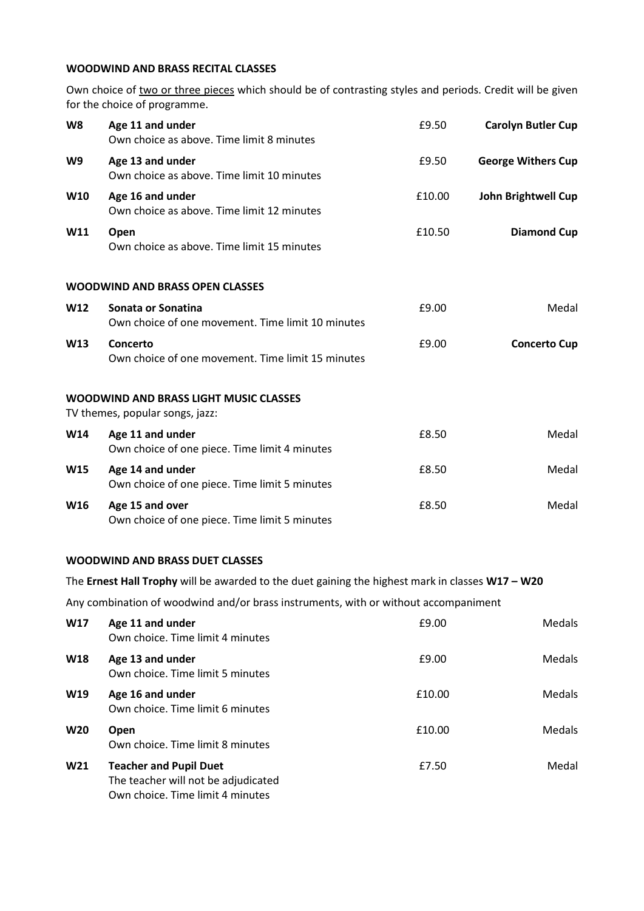## WOODWIND AND BRASS RECITAL CLASSES

Own choice of two or three pieces which should be of contrasting styles and periods. Credit will be given for the choice of programme.

| | | | |
|---|---|---|---|
| **W8** | **Age 11 and under**<br>Own choice as above. Time limit 8 minutes | £9.50 | **Carolyn Butler Cup** |
| **W9** | **Age 13 and under**<br>Own choice as above. Time limit 10 minutes | £9.50 | **George Withers Cup** |
| **W10** | **Age 16 and under**<br>Own choice as above. Time limit 12 minutes | £10.00 | **John Brightwell Cup** |
| **W11** | **Open**<br>Own choice as above. Time limit 15 minutes | £10.50 | **Diamond Cup** |

## WOODWIND AND BRASS OPEN CLASSES

| | | | |
|---|---|---|---|
| **W12** | **Sonata or Sonatina**<br>Own choice of one movement. Time limit 10 minutes | £9.00 | Medal |
| **W13** | **Concerto**<br>Own choice of one movement. Time limit 15 minutes | £9.00 | **Concerto Cup** |

## WOODWIND AND BRASS LIGHT MUSIC CLASSES

TV themes, popular songs, jazz:

| | | | |
|---|---|---|---|
| **W14** | **Age 11 and under**<br>Own choice of one piece. Time limit 4 minutes | £8.50 | Medal |
| **W15** | **Age 14 and under**<br>Own choice of one piece. Time limit 5 minutes | £8.50 | Medal |
| **W16** | **Age 15 and over**<br>Own choice of one piece. Time limit 5 minutes | £8.50 | Medal |

## WOODWIND AND BRASS DUET CLASSES

The **Ernest Hall Trophy** will be awarded to the duet gaining the highest mark in classes **W17 – W20**

Any combination of woodwind and/or brass instruments, with or without accompaniment

| | | | |
|---|---|---|---|
| **W17** | **Age 11 and under**<br>Own choice. Time limit 4 minutes | £9.00 | Medals |
| **W18** | **Age 13 and under**<br>Own choice. Time limit 5 minutes | £9.00 | Medals |
| **W19** | **Age 16 and under**<br>Own choice. Time limit 6 minutes | £10.00 | Medals |
| **W20** | **Open**<br>Own choice. Time limit 8 minutes | £10.00 | Medals |
| **W21** | **Teacher and Pupil Duet**<br>The teacher will not be adjudicated<br>Own choice. Time limit 4 minutes | £7.50 | Medal |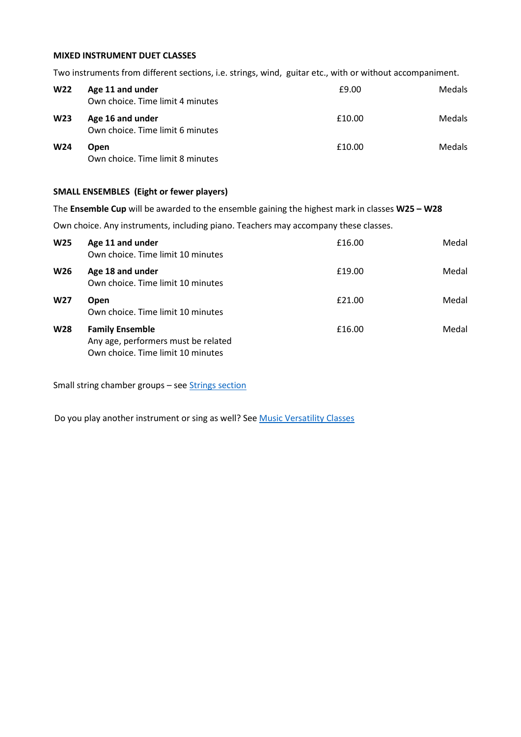### MIXED INSTRUMENT DUET CLASSES

Two instruments from different sections, i.e. strings, wind, guitar etc., with or without accompaniment.

| | | | |
|---|---|---|---|
| **W22** | **Age 11 and under**<br>Own choice. Time limit 4 minutes | £9.00 | Medals |
| **W23** | **Age 16 and under**<br>Own choice. Time limit 6 minutes | £10.00 | Medals |
| **W24** | **Open**<br>Own choice. Time limit 8 minutes | £10.00 | Medals |

### SMALL ENSEMBLES (Eight or fewer players)

The **Ensemble Cup** will be awarded to the ensemble gaining the highest mark in classes **W25 – W28**

Own choice. Any instruments, including piano. Teachers may accompany these classes.

| | | | |
|---|---|---|---|
| **W25** | **Age 11 and under**<br>Own choice. Time limit 10 minutes | £16.00 | Medal |
| **W26** | **Age 18 and under**<br>Own choice. Time limit 10 minutes | £19.00 | Medal |
| **W27** | **Open**<br>Own choice. Time limit 10 minutes | £21.00 | Medal |
| **W28** | **Family Ensemble**<br>Any age, performers must be related<br>Own choice. Time limit 10 minutes | £16.00 | Medal |

Small string chamber groups – see Strings section

Do you play another instrument or sing as well? See Music Versatility Classes